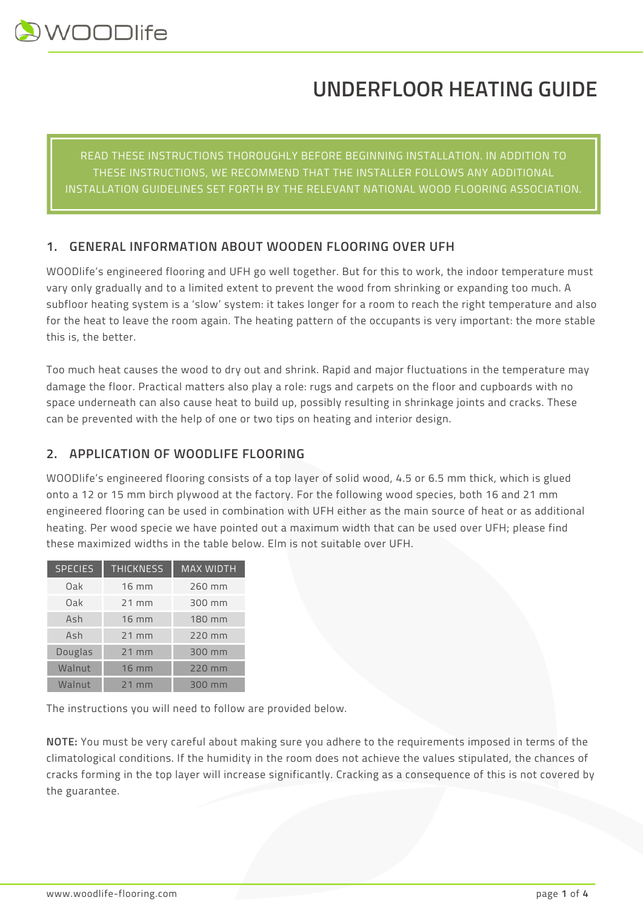# UNDERFLOOR HEATING GUIDE

READ THESE INSTRUCTIONS THOROUGHLY BEFORE BEGINNING INSTALLATION. IN ADDITION TO THESE INSTRUCTIONS, WE RECOMMEND THAT THE INSTALLER FOLLOWS ANY ADDITIONAL INSTALLATION GUIDELINES SET FORTH BY THE RELEVANT NATIONAL WOOD FLOORING ASSOCIATION.

## 1. GENERAL INFORMATION ABOUT WOODEN FLOORING OVER UFH

WOODlife's engineered flooring and UFH go well together. But for this to work, the indoor temperature must vary only gradually and to a limited extent to prevent the wood from shrinking or expanding too much. A subfloor heating system is a 'slow' system: it takes longer for a room to reach the right temperature and also for the heat to leave the room again. The heating pattern of the occupants is very important: the more stable this is, the better.

Too much heat causes the wood to dry out and shrink. Rapid and major fluctuations in the temperature may damage the floor. Practical matters also play a role: rugs and carpets on the floor and cupboards with no space underneath can also cause heat to build up, possibly resulting in shrinkage joints and cracks. These can be prevented with the help of one or two tips on heating and interior design.

## 2. APPLICATION OF WOODLIFE FLOORING

WOODlife's engineered flooring consists of a top layer of solid wood, 4.5 or 6.5 mm thick, which is glued onto a 12 or 15 mm birch plywood at the factory. For the following wood species, both 16 and 21 mm engineered flooring can be used in combination with UFH either as the main source of heat or as additional heating. Per wood specie we have pointed out a maximum width that can be used over UFH; please find these maximized widths in the table below. Elm is not suitable over UFH.

| SPECIES | THICKNESS | MAX WIDTH |
|---|---|---|
| Oak | 16 mm | 260 mm |
| Oak | 21 mm | 300 mm |
| Ash | 16 mm | 180 mm |
| Ash | 21 mm | 220 mm |
| Douglas | 21 mm | 300 mm |
| Walnut | 16 mm | 220 mm |
| Walnut | 21 mm | 300 mm |

The instructions you will need to follow are provided below.

**NOTE:** You must be very careful about making sure you adhere to the requirements imposed in terms of the climatological conditions. If the humidity in the room does not achieve the values stipulated, the chances of cracks forming in the top layer will increase significantly. Cracking as a consequence of this is not covered by the guarantee.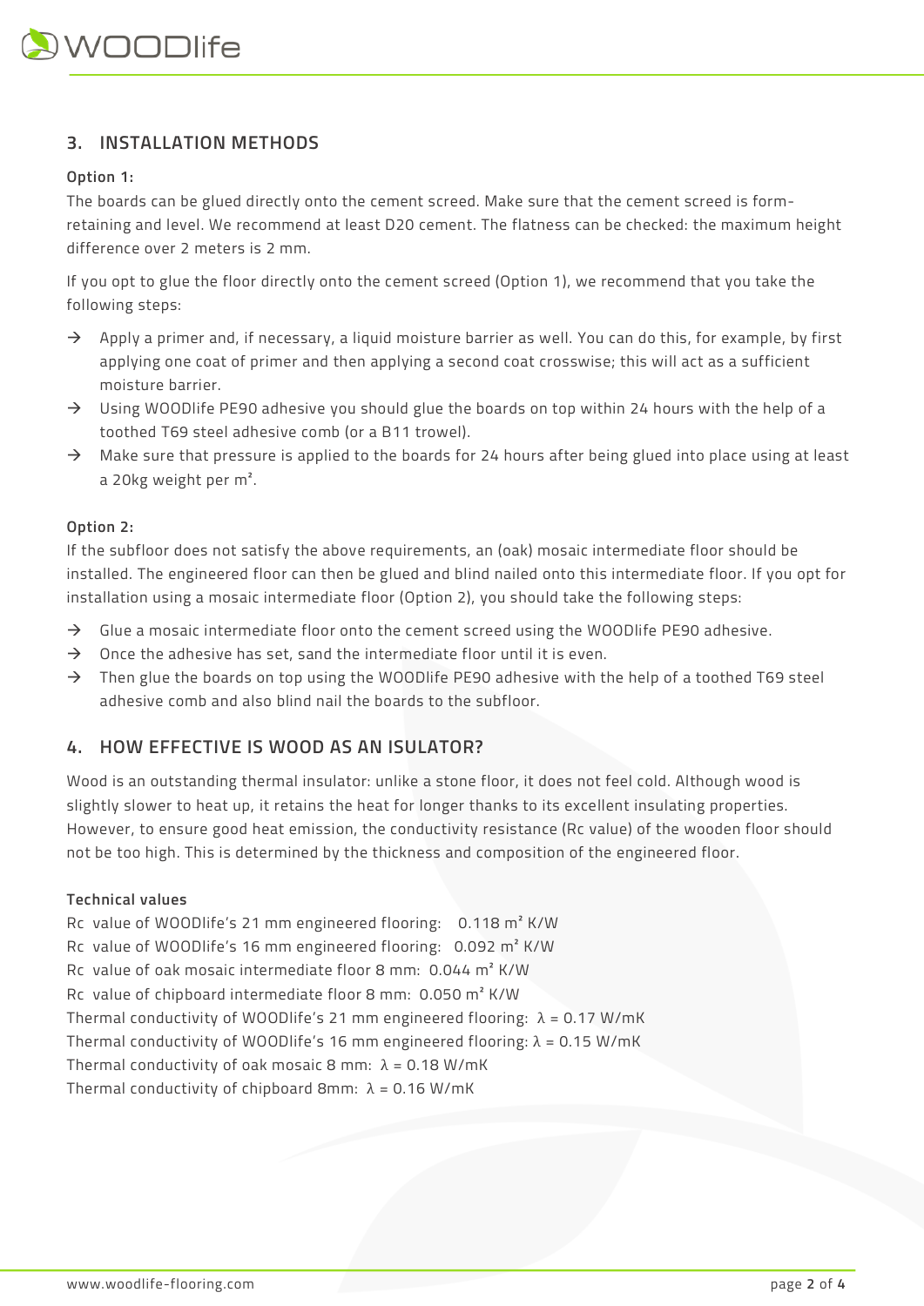## 3. INSTALLATION METHODS

### Option 1:

The boards can be glued directly onto the cement screed. Make sure that the cement screed is form-retaining and level. We recommend at least D20 cement. The flatness can be checked: the maximum height difference over 2 meters is 2 mm.

If you opt to glue the floor directly onto the cement screed (Option 1), we recommend that you take the following steps:

- → Apply a primer and, if necessary, a liquid moisture barrier as well. You can do this, for example, by first applying one coat of primer and then applying a second coat crosswise; this will act as a sufficient moisture barrier.
- → Using WOODlife PE90 adhesive you should glue the boards on top within 24 hours with the help of a toothed T69 steel adhesive comb (or a B11 trowel).
- → Make sure that pressure is applied to the boards for 24 hours after being glued into place using at least a 20kg weight per m².

### Option 2:

If the subfloor does not satisfy the above requirements, an (oak) mosaic intermediate floor should be installed. The engineered floor can then be glued and blind nailed onto this intermediate floor. If you opt for installation using a mosaic intermediate floor (Option 2), you should take the following steps:

- → Glue a mosaic intermediate floor onto the cement screed using the WOODlife PE90 adhesive.
- → Once the adhesive has set, sand the intermediate floor until it is even.
- → Then glue the boards on top using the WOODlife PE90 adhesive with the help of a toothed T69 steel adhesive comb and also blind nail the boards to the subfloor.

## 4. HOW EFFECTIVE IS WOOD AS AN ISULATOR?

Wood is an outstanding thermal insulator: unlike a stone floor, it does not feel cold. Although wood is slightly slower to heat up, it retains the heat for longer thanks to its excellent insulating properties. However, to ensure good heat emission, the conductivity resistance (Rc value) of the wooden floor should not be too high. This is determined by the thickness and composition of the engineered floor.

### Technical values

Rc value of WOODlife's 21 mm engineered flooring: 0.118 m² K/W
Rc value of WOODlife's 16 mm engineered flooring: 0.092 m² K/W
Rc value of oak mosaic intermediate floor 8 mm: 0.044 m² K/W
Rc value of chipboard intermediate floor 8 mm: 0.050 m² K/W
Thermal conductivity of WOODlife's 21 mm engineered flooring: $\lambda = 0.17$ W/mK
Thermal conductivity of WOODlife's 16 mm engineered flooring: $\lambda = 0.15$ W/mK
Thermal conductivity of oak mosaic 8 mm: $\lambda = 0.18$ W/mK
Thermal conductivity of chipboard 8mm: $\lambda = 0.16$ W/mK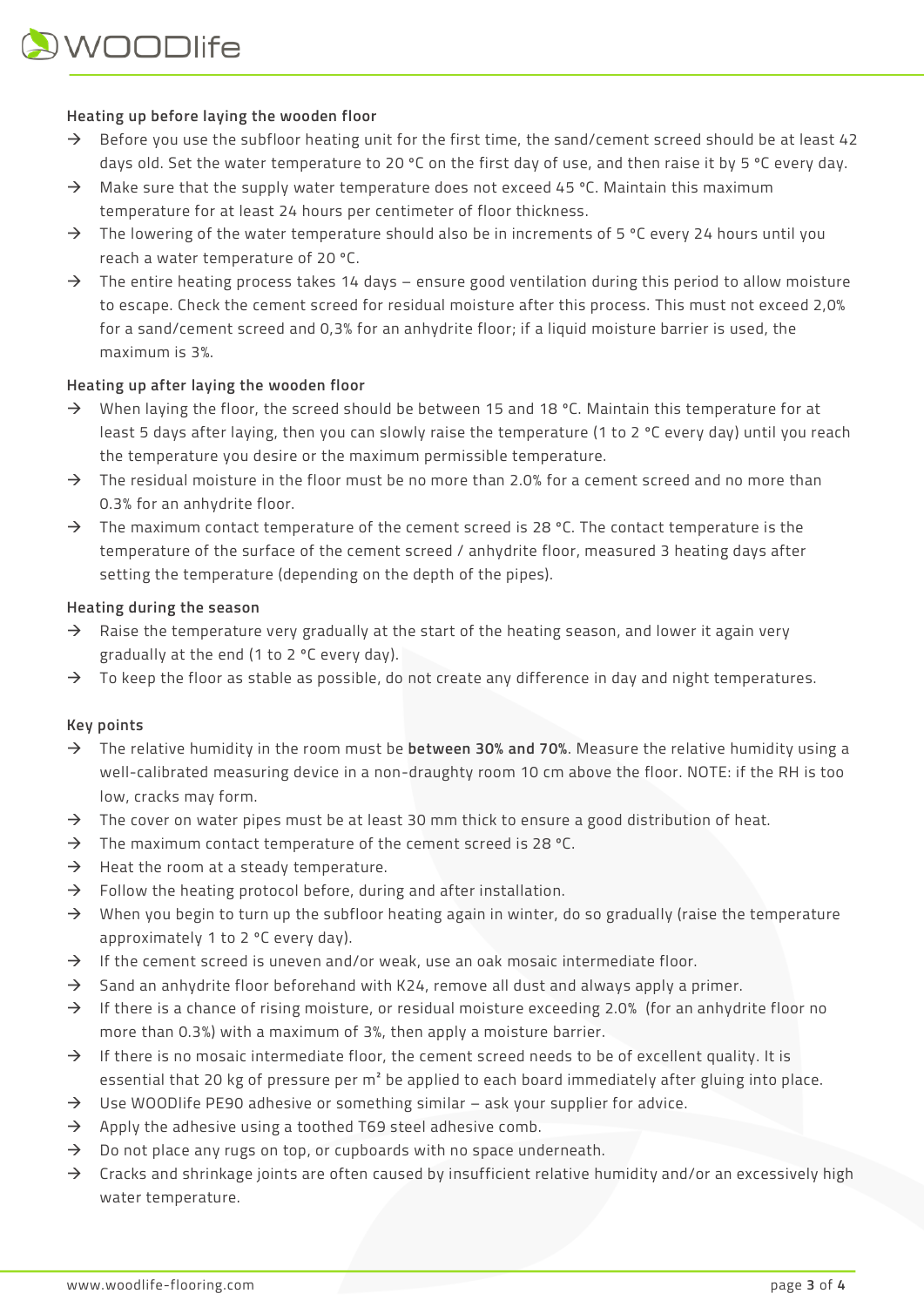### Heading up before laying the wooden floor

→ Before you use the subfloor heating unit for the first time, the sand/cement screed should be at least 42 days old. Set the water temperature to 20 °C on the first day of use, and then raise it by 5 °C every day.

→ Make sure that the supply water temperature does not exceed 45 °C. Maintain this maximum temperature for at least 24 hours per centimeter of floor thickness.

→ The lowering of the water temperature should also be in increments of 5 °C every 24 hours until you reach a water temperature of 20 °C.

→ The entire heating process takes 14 days – ensure good ventilation during this period to allow moisture to escape. Check the cement screed for residual moisture after this process. This must not exceed 2,0% for a sand/cement screed and 0,3% for an anhydrite floor; if a liquid moisture barrier is used, the maximum is 3%.

### Heating up after laying the wooden floor

→ When laying the floor, the screed should be between 15 and 18 °C. Maintain this temperature for at least 5 days after laying, then you can slowly raise the temperature (1 to 2 °C every day) until you reach the temperature you desire or the maximum permissible temperature.

→ The residual moisture in the floor must be no more than 2.0% for a cement screed and no more than 0.3% for an anhydrite floor.

→ The maximum contact temperature of the cement screed is 28 °C. The contact temperature is the temperature of the surface of the cement screed / anhydrite floor, measured 3 heating days after setting the temperature (depending on the depth of the pipes).

### Heating during the season

→ Raise the temperature very gradually at the start of the heating season, and lower it again very gradually at the end (1 to 2 °C every day).

→ To keep the floor as stable as possible, do not create any difference in day and night temperatures.

### Key points

→ The relative humidity in the room must be **between 30% and 70%**. Measure the relative humidity using a well-calibrated measuring device in a non-draughty room 10 cm above the floor. NOTE: if the RH is too low, cracks may form.

→ The cover on water pipes must be at least 30 mm thick to ensure a good distribution of heat.

→ The maximum contact temperature of the cement screed is 28 °C.

→ Heat the room at a steady temperature.

→ Follow the heating protocol before, during and after installation.

→ When you begin to turn up the subfloor heating again in winter, do so gradually (raise the temperature approximately 1 to 2 °C every day).

→ If the cement screed is uneven and/or weak, use an oak mosaic intermediate floor.

→ Sand an anhydrite floor beforehand with K24, remove all dust and always apply a primer.

→ If there is a chance of rising moisture, or residual moisture exceeding 2.0% (for an anhydrite floor no more than 0.3%) with a maximum of 3%, then apply a moisture barrier.

→ If there is no mosaic intermediate floor, the cement screed needs to be of excellent quality. It is essential that 20 kg of pressure per m² be applied to each board immediately after gluing into place.

→ Use WOODlife PE90 adhesive or something similar – ask your supplier for advice.

→ Apply the adhesive using a toothed T69 steel adhesive comb.

→ Do not place any rugs on top, or cupboards with no space underneath.

→ Cracks and shrinkage joints are often caused by insufficient relative humidity and/or an excessively high water temperature.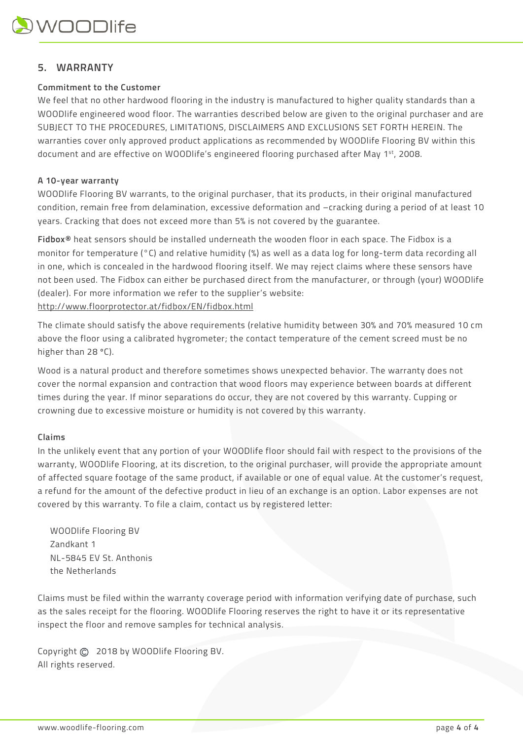## 5. WARRANTY

### Commitment to the Customer

We feel that no other hardwood flooring in the industry is manufactured to higher quality standards than a WOODlife engineered wood floor. The warranties described below are given to the original purchaser and are SUBJECT TO THE PROCEDURES, LIMITATIONS, DISCLAIMERS AND EXCLUSIONS SET FORTH HEREIN. The warranties cover only approved product applications as recommended by WOODlife Flooring BV within this document and are effective on WOODlife's engineered flooring purchased after May 1st, 2008.

### A 10-year warranty

WOODlife Flooring BV warrants, to the original purchaser, that its products, in their original manufactured condition, remain free from delamination, excessive deformation and –cracking during a period of at least 10 years. Cracking that does not exceed more than 5% is not covered by the guarantee.

**Fidbox®** heat sensors should be installed underneath the wooden floor in each space. The Fidbox is a monitor for temperature (°C) and relative humidity (%) as well as a data log for long-term data recording all in one, which is concealed in the hardwood flooring itself. We may reject claims where these sensors have not been used. The Fidbox can either be purchased direct from the manufacturer, or through (your) WOODlife (dealer). For more information we refer to the supplier's website: http://www.floorprotector.at/fidbox/EN/fidbox.html

The climate should satisfy the above requirements (relative humidity between 30% and 70% measured 10 cm above the floor using a calibrated hygrometer; the contact temperature of the cement screed must be no higher than 28 °C).

Wood is a natural product and therefore sometimes shows unexpected behavior. The warranty does not cover the normal expansion and contraction that wood floors may experience between boards at different times during the year. If minor separations do occur, they are not covered by this warranty. Cupping or crowning due to excessive moisture or humidity is not covered by this warranty.

### Claims

In the unlikely event that any portion of your WOODlife floor should fail with respect to the provisions of the warranty, WOODlife Flooring, at its discretion, to the original purchaser, will provide the appropriate amount of affected square footage of the same product, if available or one of equal value. At the customer's request, a refund for the amount of the defective product in lieu of an exchange is an option. Labor expenses are not covered by this warranty. To file a claim, contact us by registered letter:

WOODlife Flooring BV
Zandkant 1
NL-5845 EV St. Anthonis
the Netherlands

Claims must be filed within the warranty coverage period with information verifying date of purchase, such as the sales receipt for the flooring. WOODlife Flooring reserves the right to have it or its representative inspect the floor and remove samples for technical analysis.

Copyright © 2018 by WOODlife Flooring BV.
All rights reserved.